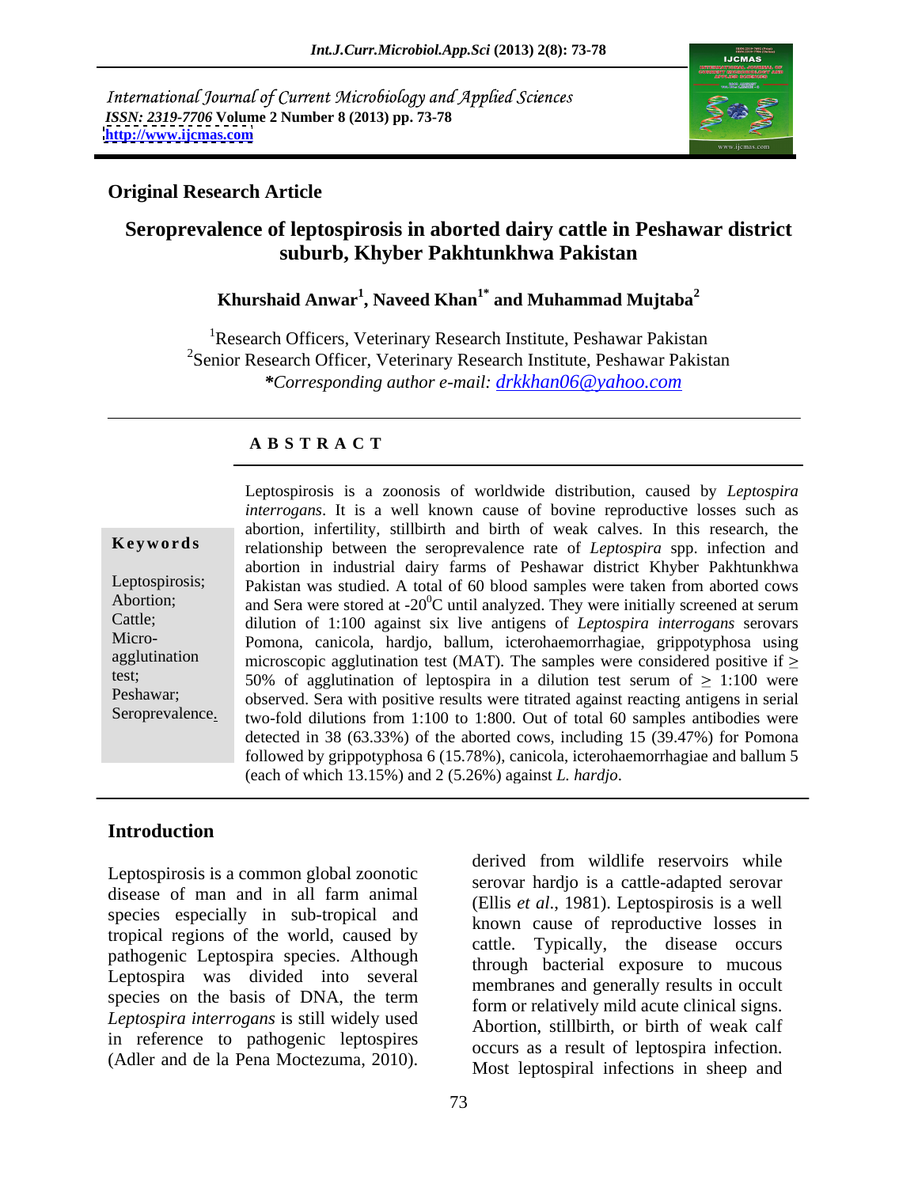*International Journal of Current Microbiology and Applied Sciences*
*ISSN: 2319-7706* **Volume 2 Number 8 (2013) pp. 73-78**
**http://www.ijcmas.com**

**Original Research Article**

# Seroprevalence of leptospirosis in aborted dairy cattle in Peshawar district suburb, Khyber Pakhtunkhwa Pakistan

**Khurshaid Anwar[1], Naveed Khan[1*] and Muhammad Mujtaba[2]**

[1]Research Officers, Veterinary Research Institute, Peshawar Pakistan
[2]Senior Research Officer, Veterinary Research Institute, Peshawar Pakistan
*\*Corresponding author e-mail: drkkhan06@yahoo.com*

## A B S T R A C T

**Keywords**

Leptospirosis; Abortion; Cattle; Micro-agglutination test; Peshawar; Seroprevalence.

Leptospirosis is a zoonosis of worldwide distribution, caused by *Leptospira interrogans*. It is a well known cause of bovine reproductive losses such as abortion, infertility, stillbirth and birth of weak calves. In this research, the relationship between the seroprevalence rate of *Leptospira* spp. infection and abortion in industrial dairy farms of Peshawar district Khyber Pakhtunkhwa Pakistan was studied. A total of 60 blood samples were taken from aborted cows and Sera were stored at -20$^0$C until analyzed. They were initially screened at serum dilution of 1:100 against six live antigens of *Leptospira interrogans* serovars Pomona, canicola, hardjo, ballum, icterohaemorrhagiae, grippotyphosa using microscopic agglutination test (MAT). The samples were considered positive if ≥ 50% of agglutination of leptospira in a dilution test serum of ≥ 1:100 were observed. Sera with positive results were titrated against reacting antigens in serial two-fold dilutions from 1:100 to 1:800. Out of total 60 samples antibodies were detected in 38 (63.33%) of the aborted cows, including 15 (39.47%) for Pomona followed by grippotyphosa 6 (15.78%), canicola, icterohaemorrhagiae and ballum 5 (each of which 13.15%) and 2 (5.26%) against *L. hardjo*.

## Introduction

Leptospirosis is a common global zoonotic disease of man and in all farm animal species especially in sub-tropical and tropical regions of the world, caused by pathogenic Leptospira species. Although Leptospira was divided into several species on the basis of DNA, the term *Leptospira interrogans* is still widely used in reference to pathogenic leptospires (Adler and de la Pena Moctezuma, 2010). derived from wildlife reservoirs while serovar hardjo is a cattle-adapted serovar (Ellis *et al*., 1981). Leptospirosis is a well known cause of reproductive losses in cattle. Typically, the disease occurs through bacterial exposure to mucous membranes and generally results in occult form or relatively mild acute clinical signs. Abortion, stillbirth, or birth of weak calf occurs as a result of leptospira infection. Most leptospiral infections in sheep and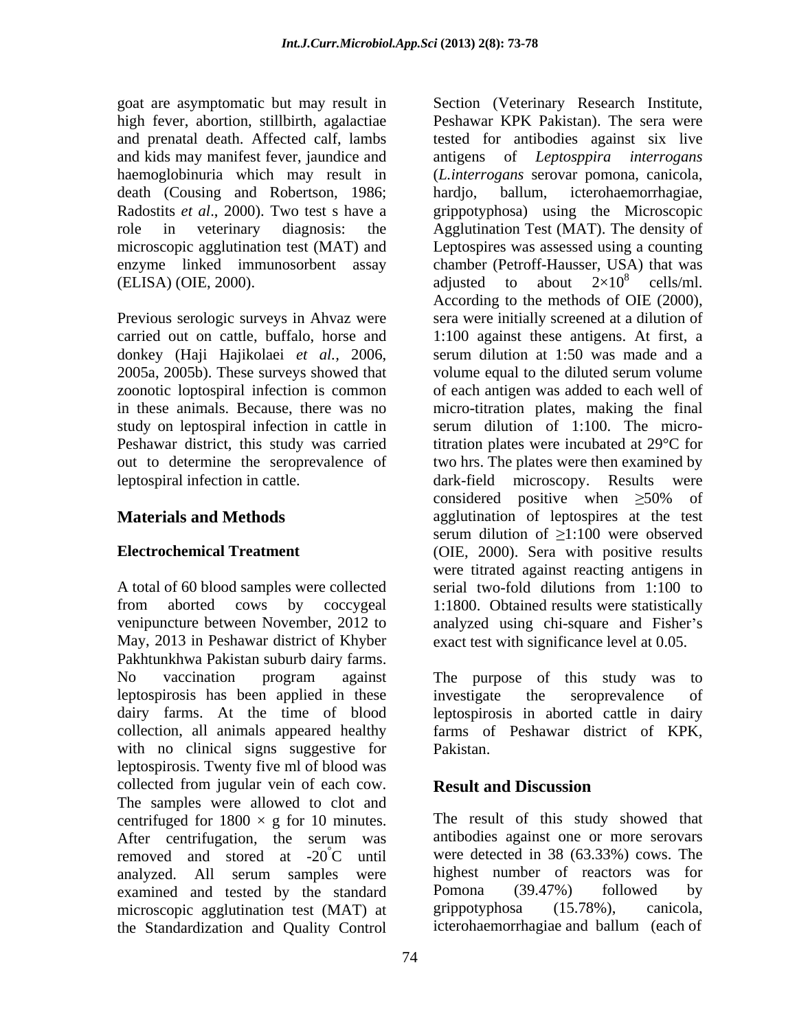goat are asymptomatic but may result in high fever, abortion, stillbirth, agalactiae and prenatal death. Affected calf, lambs and kids may manifest fever, jaundice and haemoglobinuria which may result in death (Cousing and Robertson, 1986; Radostits *et al*., 2000). Two test s have a role in veterinary diagnosis: the microscopic agglutination test (MAT) and enzyme linked immunosorbent assay (ELISA) (OIE, 2000).

Previous serologic surveys in Ahvaz were carried out on cattle, buffalo, horse and donkey (Haji Hajikolaei *et al.,* 2006, 2005a, 2005b). These surveys showed that zoonotic loptospiral infection is common in these animals. Because, there was no study on leptospiral infection in cattle in Peshawar district, this study was carried out to determine the seroprevalence of leptospiral infection in cattle.

## Materials and Methods

### Electrochemical Treatment

A total of 60 blood samples were collected from aborted cows by coccygeal venipuncture between November, 2012 to May, 2013 in Peshawar district of Khyber Pakhtunkhwa Pakistan suburb dairy farms. No vaccination program against leptospirosis has been applied in these dairy farms. At the time of blood collection, all animals appeared healthy with no clinical signs suggestive for leptospirosis. Twenty five ml of blood was collected from jugular vein of each cow. The samples were allowed to clot and centrifuged for 1800 × g for 10 minutes. After centrifugation, the serum was removed and stored at -20$^{\circ}$C until analyzed. All serum samples were examined and tested by the standard microscopic agglutination test (MAT) at the Standardization and Quality Control Section (Veterinary Research Institute, Peshawar KPK Pakistan). The sera were tested for antibodies against six live antigens of *Leptosppira interrogans* (*L.interrogans* serovar pomona, canicola, hardjo, ballum, icterohaemorrhagiae, grippotyphosa) using the Microscopic Agglutination Test (MAT). The density of Leptospires was assessed using a counting chamber (Petroff-Hausser, USA) that was adjusted to about $2\times10^{8}$ cells/ml. According to the methods of OIE (2000), sera were initially screened at a dilution of 1:100 against these antigens. At first, a serum dilution at 1:50 was made and a volume equal to the diluted serum volume of each antigen was added to each well of micro-titration plates, making the final serum dilution of 1:100. The micro-titration plates were incubated at 29°C for two hrs. The plates were then examined by dark-field microscopy. Results were considered positive when ≥50% of agglutination of leptospires at the test serum dilution of ≥1:100 were observed (OIE, 2000). Sera with positive results were titrated against reacting antigens in serial two-fold dilutions from 1:100 to 1:1800. Obtained results were statistically analyzed using chi-square and Fisher's exact test with significance level at 0.05.

The purpose of this study was to investigate the seroprevalence of leptospirosis in aborted cattle in dairy farms of Peshawar district of KPK, Pakistan.

## Result and Discussion

The result of this study showed that antibodies against one or more serovars were detected in 38 (63.33%) cows. The highest number of reactors was for Pomona (39.47%) followed by grippotyphosa (15.78%), canicola, icterohaemorrhagiae and ballum (each of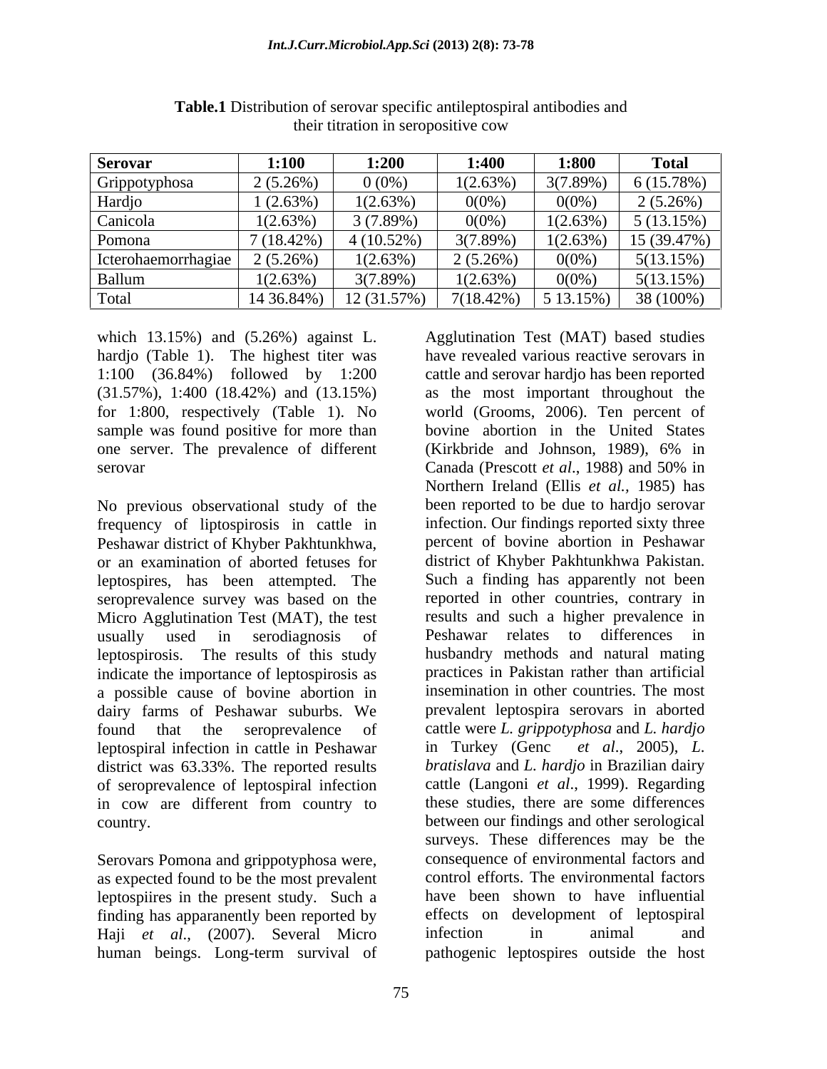**Table.1** Distribution of serovar specific antileptospiral antibodies and their titration in seropositive cow

| Serovar | 1:100 | 1:200 | 1:400 | 1:800 | Total |
|---|---|---|---|---|---|
| Grippotyphosa | 2 (5.26%) | 0 (0%) | 1(2.63%) | 3(7.89%) | 6 (15.78%) |
| Hardjo | 1 (2.63%) | 1(2.63%) | 0(0%) | 0(0%) | 2 (5.26%) |
| Canicola | 1(2.63%) | 3 (7.89%) | 0(0%) | 1(2.63%) | 5 (13.15%) |
| Pomona | 7 (18.42%) | 4 (10.52%) | 3(7.89%) | 1(2.63%) | 15 (39.47%) |
| Icterohaemorrhagiae | 2 (5.26%) | 1(2.63%) | 2 (5.26%) | 0(0%) | 5(13.15%) |
| Ballum | 1(2.63%) | 3(7.89%) | 1(2.63%) | 0(0%) | 5(13.15%) |
| Total | 14 36.84%) | 12 (31.57%) | 7(18.42%) | 5 13.15%) | 38 (100%) |

which 13.15%) and (5.26%) against L. hardjo (Table 1). The highest titer was 1:100 (36.84%) followed by 1:200 (31.57%), 1:400 (18.42%) and (13.15%) for 1:800, respectively (Table 1). No sample was found positive for more than one server. The prevalence of different serovar

No previous observational study of the frequency of liptospirosis in cattle in Peshawar district of Khyber Pakhtunkhwa, or an examination of aborted fetuses for leptospires, has been attempted. The seroprevalence survey was based on the Micro Agglutination Test (MAT), the test usually used in serodiagnosis of leptospirosis. The results of this study indicate the importance of leptospirosis as a possible cause of bovine abortion in dairy farms of Peshawar suburbs. We found that the seroprevalence of leptospiral infection in cattle in Peshawar district was 63.33%. The reported results of seroprevalence of leptospiral infection in cow are different from country to country.

Serovars Pomona and grippotyphosa were, as expected found to be the most prevalent leptospiires in the present study. Such a finding has apparanently been reported by Haji *et al*., (2007). Several Micro Agglutination Test (MAT) based studies have revealed various reactive serovars in cattle and serovar hardjo has been reported as the most important throughout the world (Grooms, 2006). Ten percent of bovine abortion in the United States (Kirkbride and Johnson, 1989), 6% in Canada (Prescott *et al*., 1988) and 50% in Northern Ireland (Ellis *et al.,* 1985) has been reported to be due to hardjo serovar infection. Our findings reported sixty three percent of bovine abortion in Peshawar district of Khyber Pakhtunkhwa Pakistan. Such a finding has apparently not been reported in other countries, contrary in results and such a higher prevalence in Peshawar relates to differences in husbandry methods and natural mating practices in Pakistan rather than artificial insemination in other countries. The most prevalent leptospira serovars in aborted cattle were *L. grippotyphosa* and *L. hardjo* in Turkey (Genc *et al*., 2005), *L. bratislava* and *L. hardjo* in Brazilian dairy cattle (Langoni *et al*., 1999). Regarding these studies, there are some differences between our findings and other serological surveys. These differences may be the consequence of environmental factors and control efforts. The environmental factors have been shown to have influential effects on development of leptospiral infection in animal and human beings. Long-term survival of pathogenic leptospires outside the host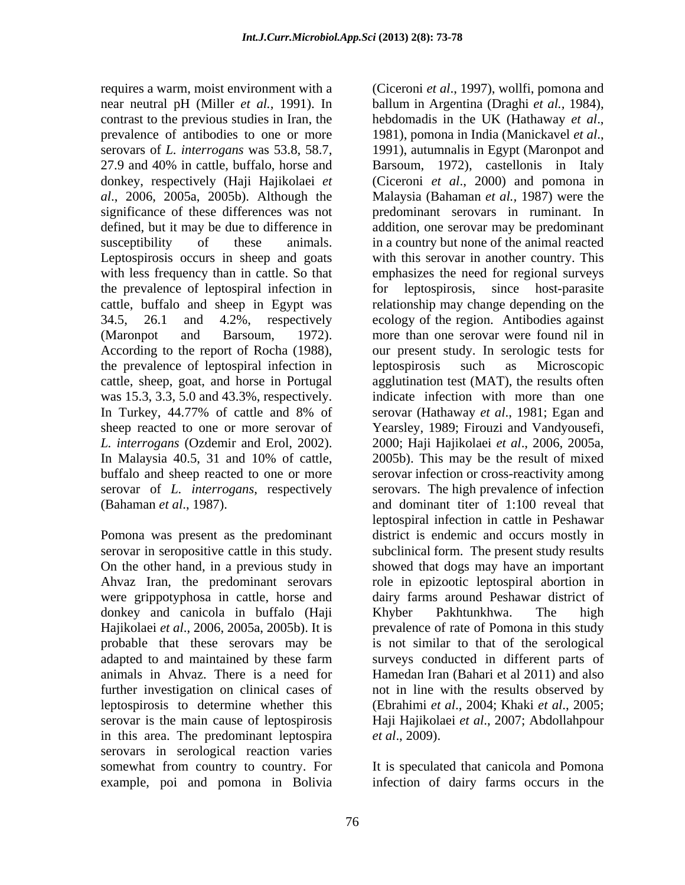requires a warm, moist environment with a near neutral pH (Miller *et al.*, 1991). In contrast to the previous studies in Iran, the prevalence of antibodies to one or more serovars of *L. interrogans* was 53.8, 58.7, 27.9 and 40% in cattle, buffalo, horse and donkey, respectively (Haji Hajikolaei *et al*., 2006, 2005a, 2005b). Although the significance of these differences was not defined, but it may be due to difference in susceptibility of these animals. Leptospirosis occurs in sheep and goats with less frequency than in cattle. So that the prevalence of leptospiral infection in cattle, buffalo and sheep in Egypt was 34.5, 26.1 and 4.2%, respectively (Maronpot and Barsoum, 1972). According to the report of Rocha (1988), the prevalence of leptospiral infection in cattle, sheep, goat, and horse in Portugal was 15.3, 3.3, 5.0 and 43.3%, respectively. In Turkey, 44.77% of cattle and 8% of sheep reacted to one or more serovar of *L. interrogans* (Ozdemir and Erol, 2002). In Malaysia 40.5, 31 and 10% of cattle, buffalo and sheep reacted to one or more serovar of *L. interrogans*, respectively (Bahaman *et al*., 1987).

Pomona was present as the predominant serovar in seropositive cattle in this study. On the other hand, in a previous study in Ahvaz Iran, the predominant serovars were grippotyphosa in cattle, horse and donkey and canicola in buffalo (Haji Hajikolaei *et al*., 2006, 2005a, 2005b). It is probable that these serovars may be adapted to and maintained by these farm animals in Ahvaz. There is a need for further investigation on clinical cases of leptospirosis to determine whether this serovar is the main cause of leptospirosis in this area. The predominant leptospira serovars in serological reaction varies somewhat from country to country. For example, poi and pomona in Bolivia (Ciceroni *et al*., 1997), wollfi, pomona and ballum in Argentina (Draghi *et al.*, 1984), hebdomadis in the UK (Hathaway *et al*., 1981), pomona in India (Manickavel *et al*., 1991), autumnalis in Egypt (Maronpot and Barsoum, 1972), castellonis in Italy (Ciceroni *et al*., 2000) and pomona in Malaysia (Bahaman *et al.*, 1987) were the predominant serovars in ruminant. In addition, one serovar may be predominant in a country but none of the animal reacted with this serovar in another country. This emphasizes the need for regional surveys for leptospirosis, since host-parasite relationship may change depending on the ecology of the region. Antibodies against more than one serovar were found nil in our present study. In serologic tests for leptospirosis such as Microscopic agglutination test (MAT), the results often indicate infection with more than one serovar (Hathaway *et al*., 1981; Egan and Yearsley, 1989; Firouzi and Vandyousefi, 2000; Haji Hajikolaei *et al*., 2006, 2005a, 2005b). This may be the result of mixed serovar infection or cross-reactivity among serovars. The high prevalence of infection and dominant titer of 1:100 reveal that leptospiral infection in cattle in Peshawar district is endemic and occurs mostly in subclinical form. The present study results showed that dogs may have an important role in epizootic leptospiral abortion in dairy farms around Peshawar district of Khyber Pakhtunkhwa. The high prevalence of rate of Pomona in this study is not similar to that of the serological surveys conducted in different parts of Hamedan Iran (Bahari et al 2011) and also not in line with the results observed by (Ebrahimi *et al*., 2004; Khaki *et al*., 2005; Haji Hajikolaei *et al*., 2007; Abdollahpour *et al*., 2009).

It is speculated that canicola and Pomona infection of dairy farms occurs in the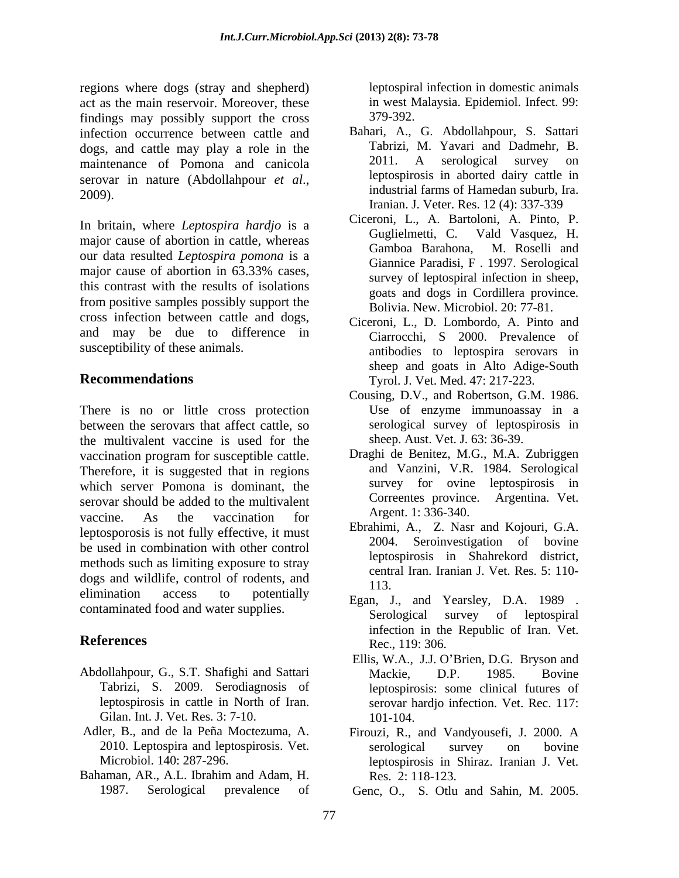regions where dogs (stray and shepherd) act as the main reservoir. Moreover, these findings may possibly support the cross infection occurrence between cattle and dogs, and cattle may play a role in the maintenance of Pomona and canicola serovar in nature (Abdollahpour *et al*., 2009).

In britain, where *Leptospira hardjo* is a major cause of abortion in cattle, whereas our data resulted *Leptospira pomona* is a major cause of abortion in 63.33% cases, this contrast with the results of isolations from positive samples possibly support the cross infection between cattle and dogs, and may be due to difference in susceptibility of these animals.

## Recommendations

There is no or little cross protection between the serovars that affect cattle, so the multivalent vaccine is used for the vaccination program for susceptible cattle. Therefore, it is suggested that in regions which server Pomona is dominant, the serovar should be added to the multivalent vaccine. As the vaccination for leptosporosis is not fully effective, it must be used in combination with other control methods such as limiting exposure to stray dogs and wildlife, control of rodents, and elimination access to potentially contaminated food and water supplies.

## References

Abdollahpour, G., S.T. Shafighi and Sattari Tabrizi, S. 2009. Serodiagnosis of leptospirosis in cattle in North of Iran. Gilan. Int. J. Vet. Res. 3: 7-10.

Adler, B., and de la Peña Moctezuma, A. 2010. Leptospira and leptospirosis. Vet. Microbiol. 140: 287-296.

Bahaman, AR., A.L. Ibrahim and Adam, H. 1987. Serological prevalence of leptospiral infection in domestic animals in west Malaysia. Epidemiol. Infect. 99: 379-392.

Bahari, A., G. Abdollahpour, S. Sattari Tabrizi, M. Yavari and Dadmehr, B. 2011. A serological survey on leptospirosis in aborted dairy cattle in industrial farms of Hamedan suburb, Ira. Iranian. J. Veter. Res. 12 (4): 337-339

Ciceroni, L., A. Bartoloni, A. Pinto, P. Guglielmetti, C. Vald Vasquez, H. Gamboa Barahona, M. Roselli and Giannice Paradisi, F . 1997. Serological survey of leptospiral infection in sheep, goats and dogs in Cordillera province. Bolivia. New. Microbiol. 20: 77-81.

Ciceroni, L., D. Lombordo, A. Pinto and Ciarrocchi, S 2000. Prevalence of antibodies to leptospira serovars in sheep and goats in Alto Adige-South Tyrol. J. Vet. Med. 47: 217-223.

Cousing, D.V., and Robertson, G.M. 1986. Use of enzyme immunoassay in a serological survey of leptospirosis in sheep. Aust. Vet. J. 63: 36-39.

Draghi de Benitez, M.G., M.A. Zubriggen and Vanzini, V.R. 1984. Serological survey for ovine leptospirosis in Correentes province. Argentina. Vet. Argent. 1: 336-340.

Ebrahimi, A., Z. Nasr and Kojouri, G.A. 2004. Seroinvestigation of bovine leptospirosis in Shahrekord district, central Iran. Iranian J. Vet. Res. 5: 110-113.

Egan, J., and Yearsley, D.A. 1989 . Serological survey of leptospiral infection in the Republic of Iran. Vet. Rec., 119: 306.

Ellis, W.A., J.J. O'Brien, D.G. Bryson and Mackie, D.P. 1985. Bovine leptospirosis: some clinical futures of serovar hardjo infection. Vet. Rec. 117: 101-104.

Firouzi, R., and Vandyousefi, J. 2000. A serological survey on bovine leptospirosis in Shiraz. Iranian J. Vet. Res. 2: 118-123.

Genc, O., S. Otlu and Sahin, M. 2005.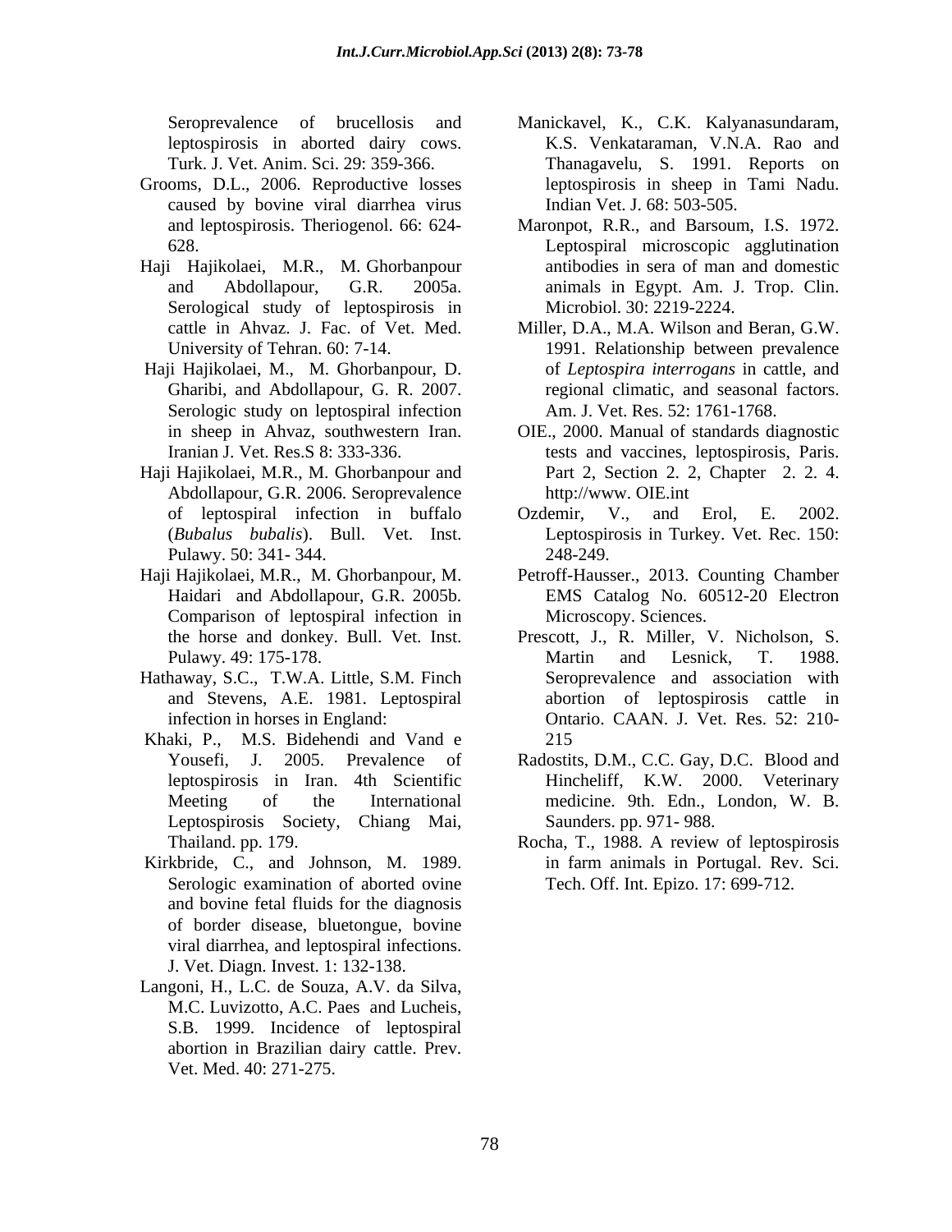Seroprevalence of brucellosis and leptospirosis in aborted dairy cows. Turk. J. Vet. Anim. Sci. 29: 359-366.

Grooms, D.L., 2006. Reproductive losses caused by bovine viral diarrhea virus and leptospirosis. Theriogenol. 66: 624-628.

Haji Hajikolaei, M.R., M. Ghorbanpour and Abdollapour, G.R. 2005a. Serological study of leptospirosis in cattle in Ahvaz. J. Fac. of Vet. Med. University of Tehran. 60: 7-14.

Haji Hajikolaei, M., M. Ghorbanpour, D. Gharibi, and Abdollapour, G. R. 2007. Serologic study on leptospiral infection in sheep in Ahvaz, southwestern Iran. Iranian J. Vet. Res.S 8: 333-336.

Haji Hajikolaei, M.R., M. Ghorbanpour and Abdollapour, G.R. 2006. Seroprevalence of leptospiral infection in buffalo (*Bubalus bubalis*). Bull. Vet. Inst. Pulawy. 50: 341- 344.

Haji Hajikolaei, M.R., M. Ghorbanpour, M. Haidari and Abdollapour, G.R. 2005b. Comparison of leptospiral infection in the horse and donkey. Bull. Vet. Inst. Pulawy. 49: 175-178.

Hathaway, S.C., T.W.A. Little, S.M. Finch and Stevens, A.E. 1981. Leptospiral infection in horses in England:

Khaki, P., M.S. Bidehendi and Vand e Yousefi, J. 2005. Prevalence of leptospirosis in Iran. 4th Scientific Meeting of the International Leptospirosis Society, Chiang Mai, Thailand. pp. 179.

Kirkbride, C., and Johnson, M. 1989. Serologic examination of aborted ovine and bovine fetal fluids for the diagnosis of border disease, bluetongue, bovine viral diarrhea, and leptospiral infections. J. Vet. Diagn. Invest. 1: 132-138.

Langoni, H., L.C. de Souza, A.V. da Silva, M.C. Luvizotto, A.C. Paes and Lucheis, S.B. 1999. Incidence of leptospiral abortion in Brazilian dairy cattle. Prev. Vet. Med. 40: 271-275.

Manickavel, K., C.K. Kalyanasundaram, K.S. Venkataraman, V.N.A. Rao and Thanagavelu, S. 1991. Reports on leptospirosis in sheep in Tami Nadu. Indian Vet. J. 68: 503-505.

Maronpot, R.R., and Barsoum, I.S. 1972. Leptospiral microscopic agglutination antibodies in sera of man and domestic animals in Egypt. Am. J. Trop. Clin. Microbiol. 30: 2219-2224.

Miller, D.A., M.A. Wilson and Beran, G.W. 1991. Relationship between prevalence of *Leptospira interrogans* in cattle, and regional climatic, and seasonal factors. Am. J. Vet. Res. 52: 1761-1768.

OIE., 2000. Manual of standards diagnostic tests and vaccines, leptospirosis, Paris. Part 2, Section 2. 2, Chapter 2. 2. 4. http://www. OIE.int

Ozdemir, V., and Erol, E. 2002. Leptospirosis in Turkey. Vet. Rec. 150: 248-249.

Petroff-Hausser., 2013. Counting Chamber EMS Catalog No. 60512-20 Electron Microscopy. Sciences.

Prescott, J., R. Miller, V. Nicholson, S. Martin and Lesnick, T. 1988. Seroprevalence and association with abortion of leptospirosis cattle in Ontario. CAAN. J. Vet. Res. 52: 210-215

Radostits, D.M., C.C. Gay, D.C. Blood and Hincheliff, K.W. 2000. Veterinary medicine. 9th. Edn., London, W. B. Saunders. pp. 971- 988.

Rocha, T., 1988. A review of leptospirosis in farm animals in Portugal. Rev. Sci. Tech. Off. Int. Epizo. 17: 699-712.